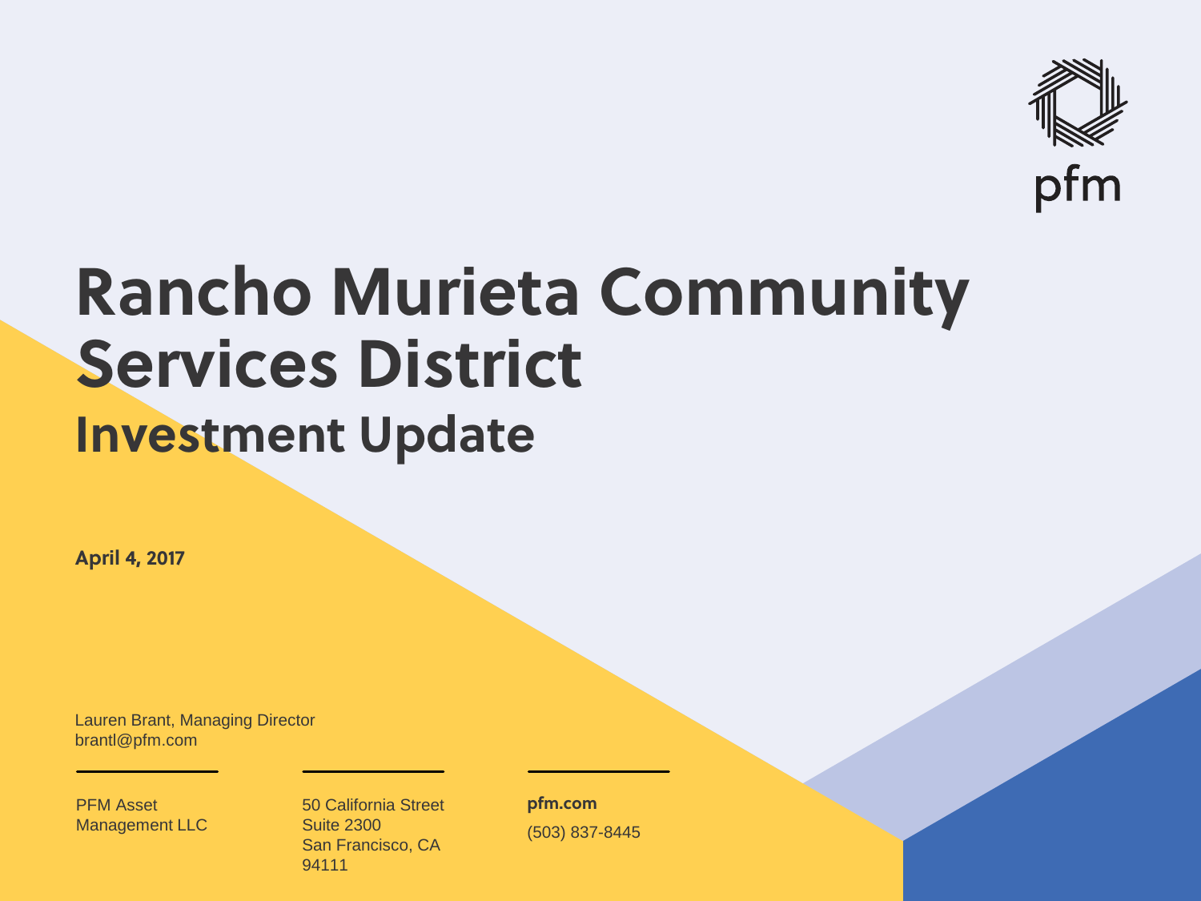pfm

# Rancho Murieta Community Services District

## Investment Update

**April 4, 2017**

Lauren Brant, Managing Director
brantl@pfm.com

PFM Asset Management LLC

50 California Street
Suite 2300
San Francisco, CA
94111

**pfm.com**
(503) 837-8445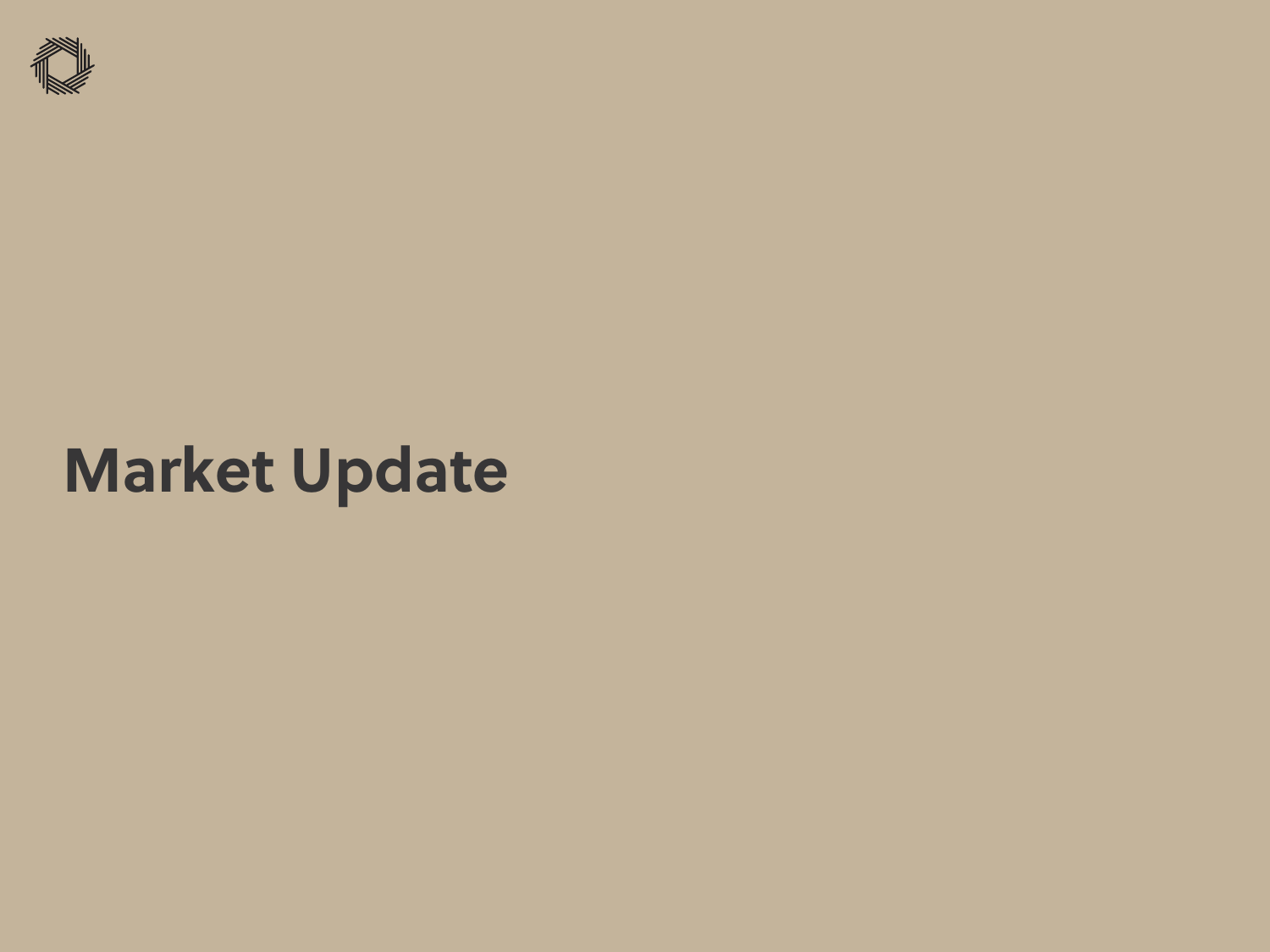# Market Update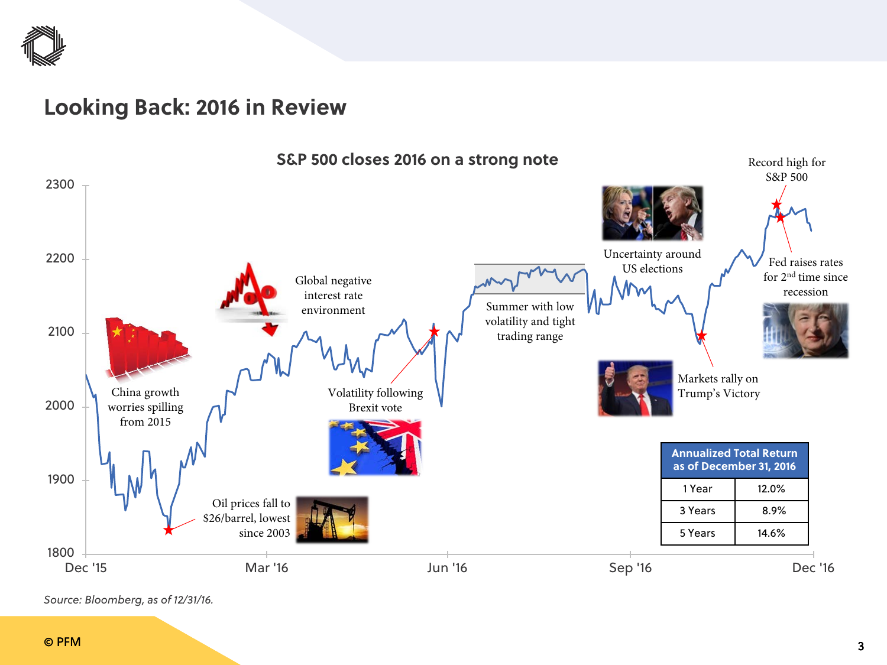# Looking Back: 2016 in Review

## S&P 500 closes 2016 on a strong note

- China growth worries spilling from 2015
- Oil prices fall to $26/barrel, lowest since 2003
- Global negative interest rate environment
- Volatility following Brexit vote
- Summer with low volatility and tight trading range
- Uncertainty around US elections
- Markets rally on Trump's Victory
- Record high for S&P 500
- Fed raises rates for 2nd time since recession

| Annualized Total Return as of December 31, 2016 | |
|---|---|
| 1 Year | 12.0% |
| 3 Years | 8.9% |
| 5 Years | 14.6% |

*Source: Bloomberg, as of 12/31/16.*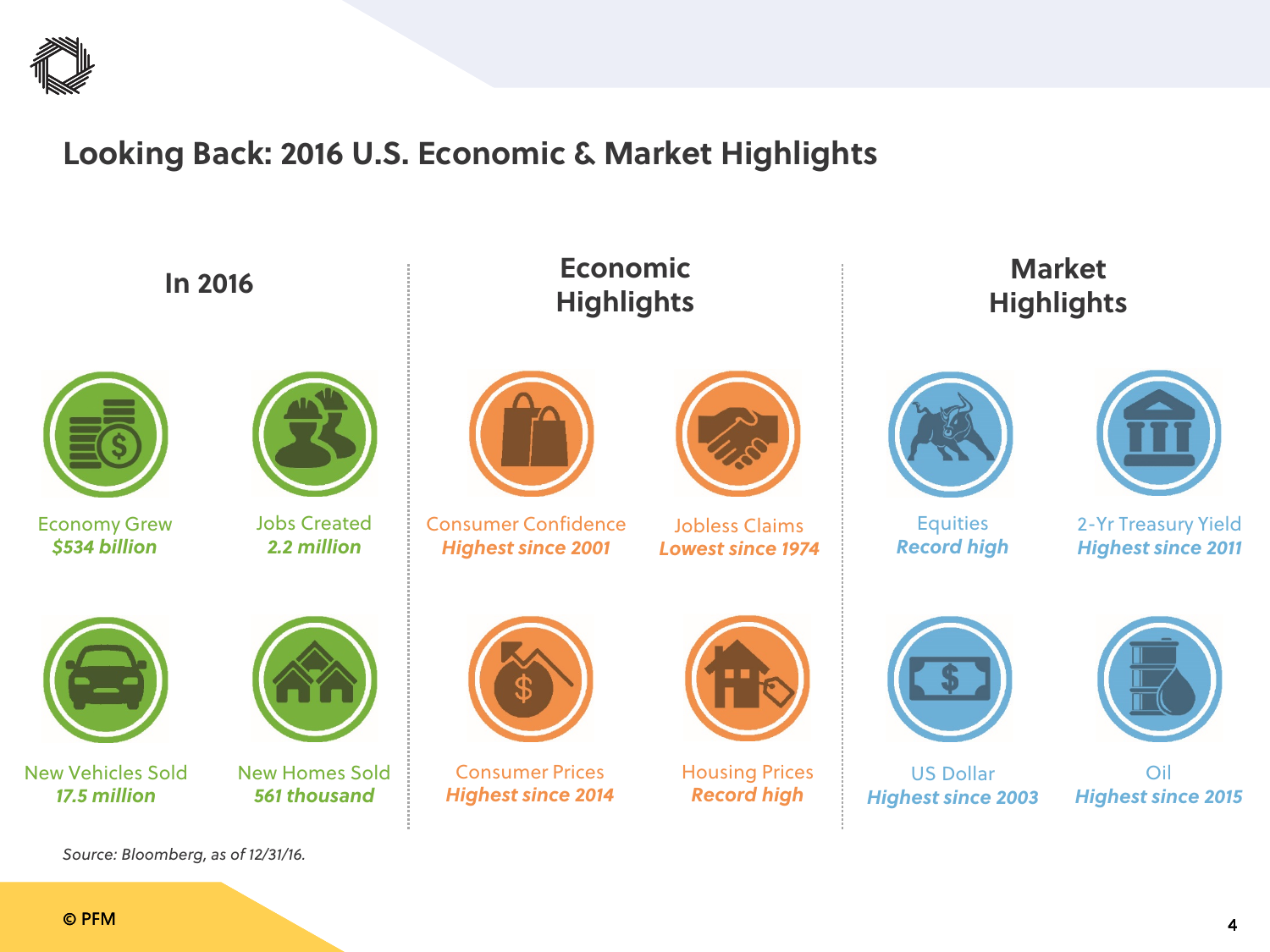# Looking Back: 2016 U.S. Economic & Market Highlights

## In 2016

Economy Grew
***$534 billion***

Jobs Created
***2.2 million***

New Vehicles Sold
***17.5 million***

New Homes Sold
***561 thousand***

## Economic Highlights

Consumer Confidence
***Highest since 2001***

Jobless Claims
***Lowest since 1974***

Consumer Prices
***Highest since 2014***

Housing Prices
***Record high***

## Market Highlights

Equities
***Record high***

2-Yr Treasury Yield
***Highest since 2011***

US Dollar
***Highest since 2003***

Oil
***Highest since 2015***

*Source: Bloomberg, as of 12/31/16.*

© PFM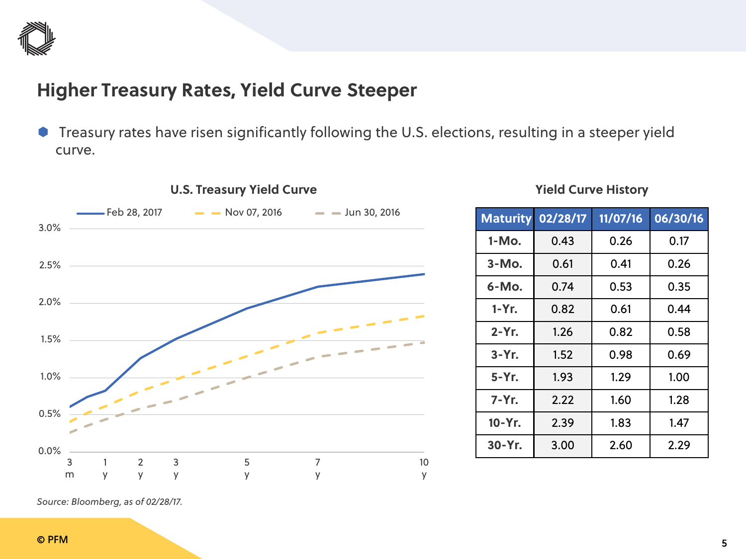## Higher Treasury Rates, Yield Curve Steeper

- Treasury rates have risen significantly following the U.S. elections, resulting in a steeper yield curve.

**U.S. Treasury Yield Curve**

**Yield Curve History**

| Maturity | 02/28/17 | 11/07/16 | 06/30/16 |
|---|---|---|---|
| 1-Mo. | 0.43 | 0.26 | 0.17 |
| 3-Mo. | 0.61 | 0.41 | 0.26 |
| 6-Mo. | 0.74 | 0.53 | 0.35 |
| 1-Yr. | 0.82 | 0.61 | 0.44 |
| 2-Yr. | 1.26 | 0.82 | 0.58 |
| 3-Yr. | 1.52 | 0.98 | 0.69 |
| 5-Yr. | 1.93 | 1.29 | 1.00 |
| 7-Yr. | 2.22 | 1.60 | 1.28 |
| 10-Yr. | 2.39 | 1.83 | 1.47 |
| 30-Yr. | 3.00 | 2.60 | 2.29 |

*Source: Bloomberg, as of 02/28/17.*

© PFM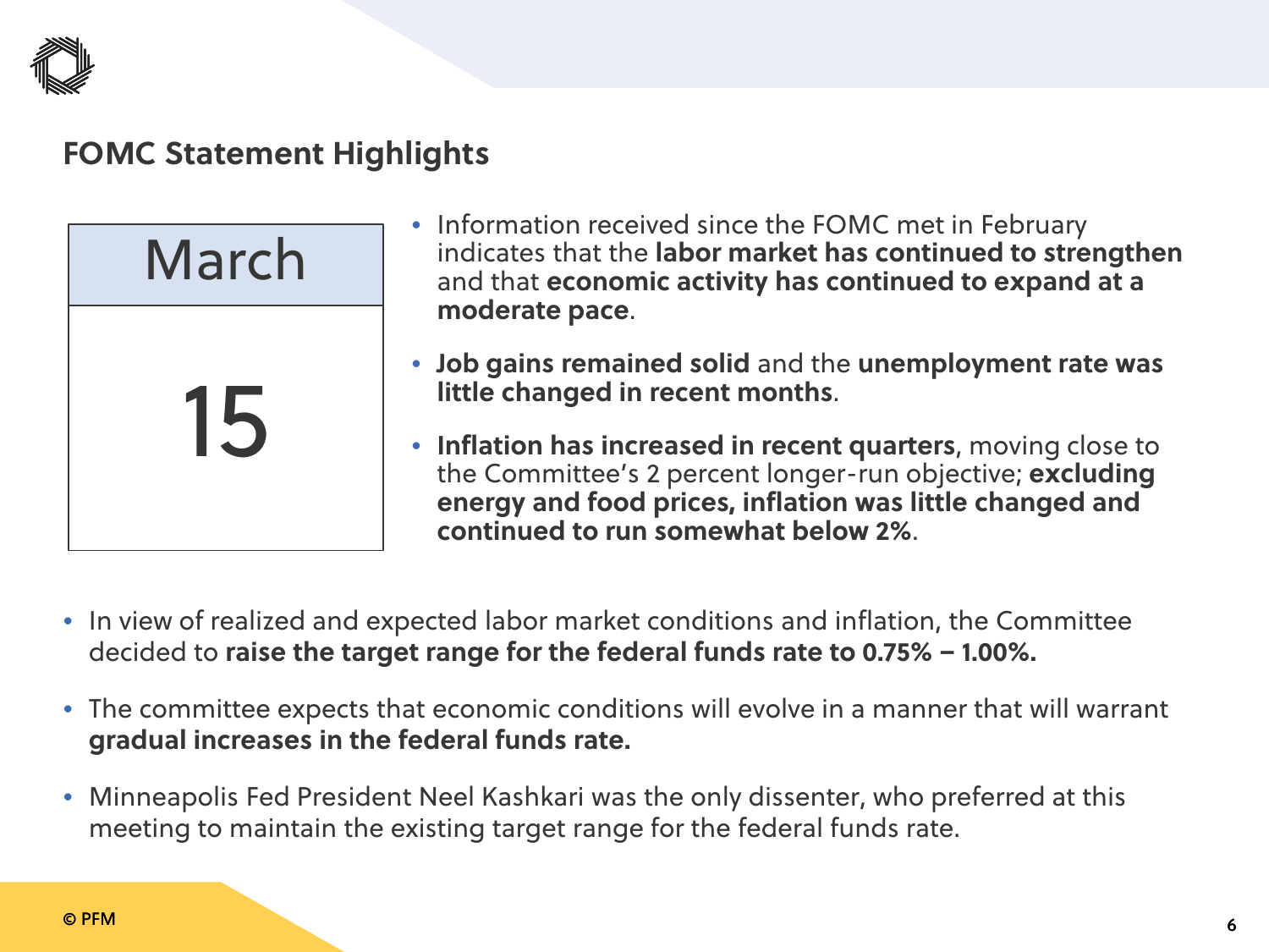## FOMC Statement Highlights

March 15

- Information received since the FOMC met in February indicates that the **labor market has continued to strengthen** and that **economic activity has continued to expand at a moderate pace**.
- **Job gains remained solid** and the **unemployment rate was little changed in recent months**.
- **Inflation has increased in recent quarters**, moving close to the Committee's 2 percent longer-run objective; **excluding energy and food prices, inflation was little changed and continued to run somewhat below 2%**.

- In view of realized and expected labor market conditions and inflation, the Committee decided to **raise the target range for the federal funds rate to 0.75% – 1.00%.**
- The committee expects that economic conditions will evolve in a manner that will warrant **gradual increases in the federal funds rate.**
- Minneapolis Fed President Neel Kashkari was the only dissenter, who preferred at this meeting to maintain the existing target range for the federal funds rate.

© PFM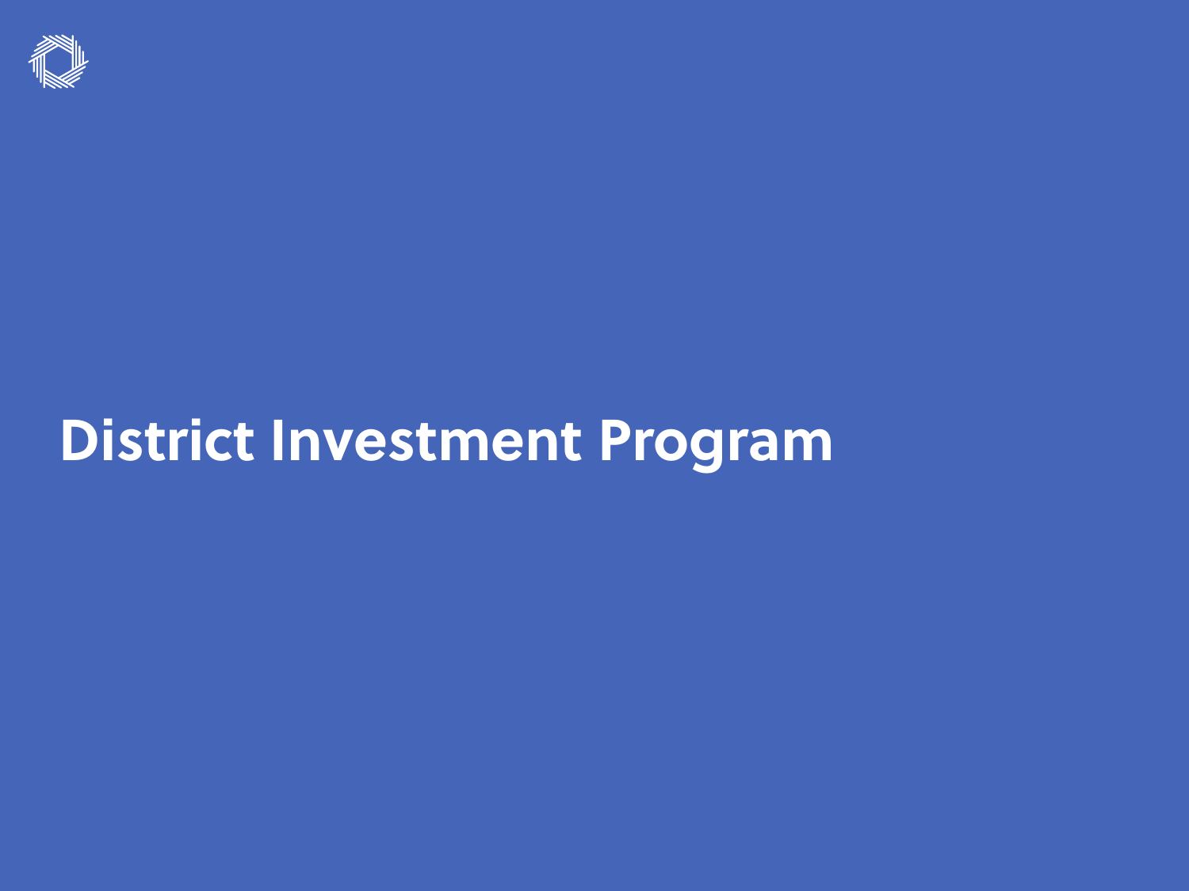# District Investment Program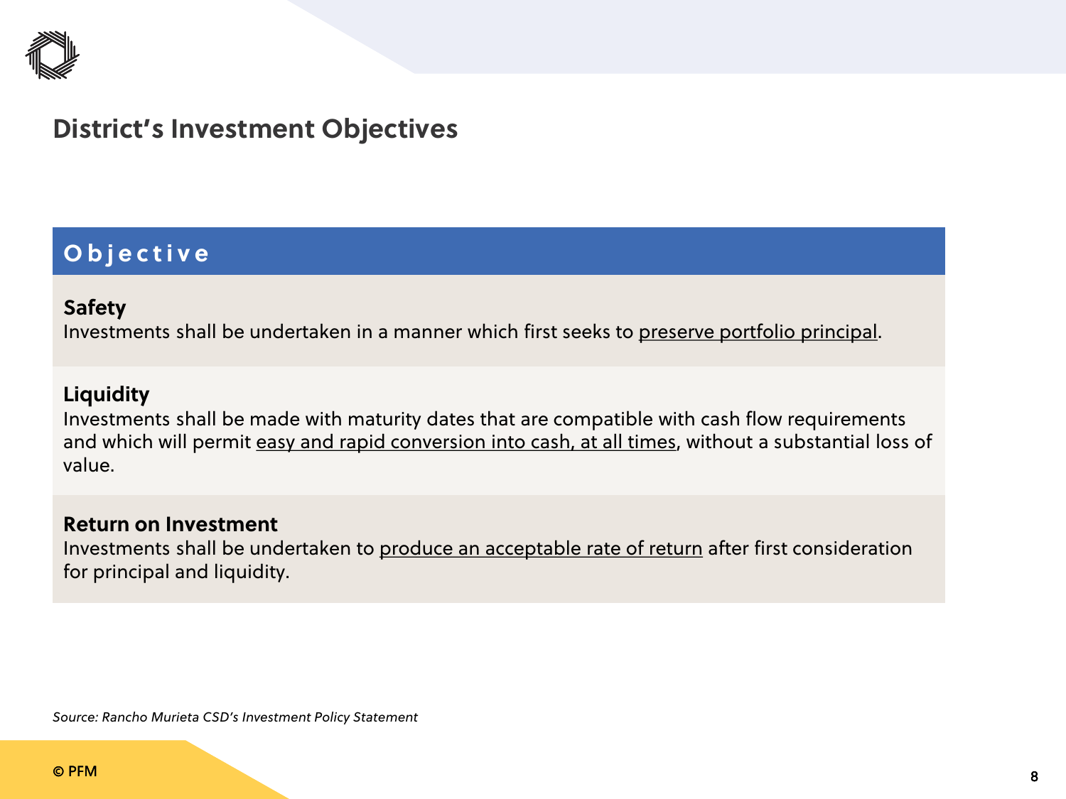## District's Investment Objectives

| Objective |
|---|
| **Safety**<br>Investments shall be undertaken in a manner which first seeks to <u>preserve portfolio principal</u>. |
| **Liquidity**<br>Investments shall be made with maturity dates that are compatible with cash flow requirements and which will permit <u>easy and rapid conversion into cash, at all times</u>, without a substantial loss of value. |
| **Return on Investment**<br>Investments shall be undertaken to <u>produce an acceptable rate of return</u> after first consideration for principal and liquidity. |

*Source: Rancho Murieta CSD's Investment Policy Statement*

© PFM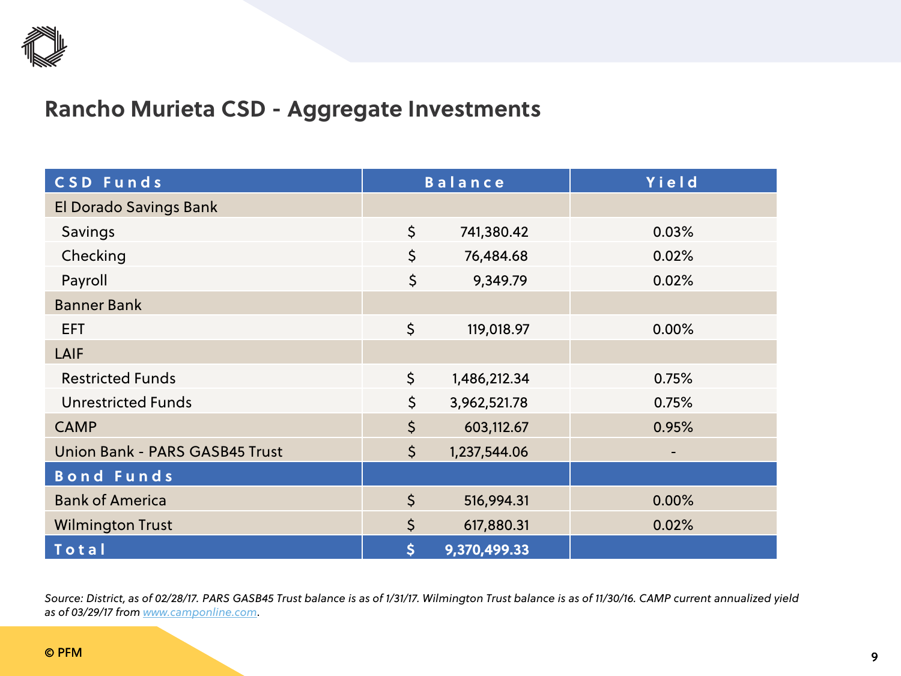## Rancho Murieta CSD - Aggregate Investments

| CSD Funds | Balance | Yield |
|---|---|---|
| El Dorado Savings Bank | | |
| Savings | $ 741,380.42 | 0.03% |
| Checking | $ 76,484.68 | 0.02% |
| Payroll | $ 9,349.79 | 0.02% |
| Banner Bank | | |
| EFT | $ 119,018.97 | 0.00% |
| LAIF | | |
| Restricted Funds | $ 1,486,212.34 | 0.75% |
| Unrestricted Funds | $ 3,962,521.78 | 0.75% |
| CAMP | $ 603,112.67 | 0.95% |
| Union Bank - PARS GASB45 Trust | $ 1,237,544.06 | - |
| **Bond Funds** | | |
| Bank of America | $ 516,994.31 | 0.00% |
| Wilmington Trust | $ 617,880.31 | 0.02% |
| **Total** | **$ 9,370,499.33** | |

*Source: District, as of 02/28/17. PARS GASB45 Trust balance is as of 1/31/17. Wilmington Trust balance is as of 11/30/16. CAMP current annualized yield as of 03/29/17 from [www.camponline.com](www.camponline.com).*

© PFM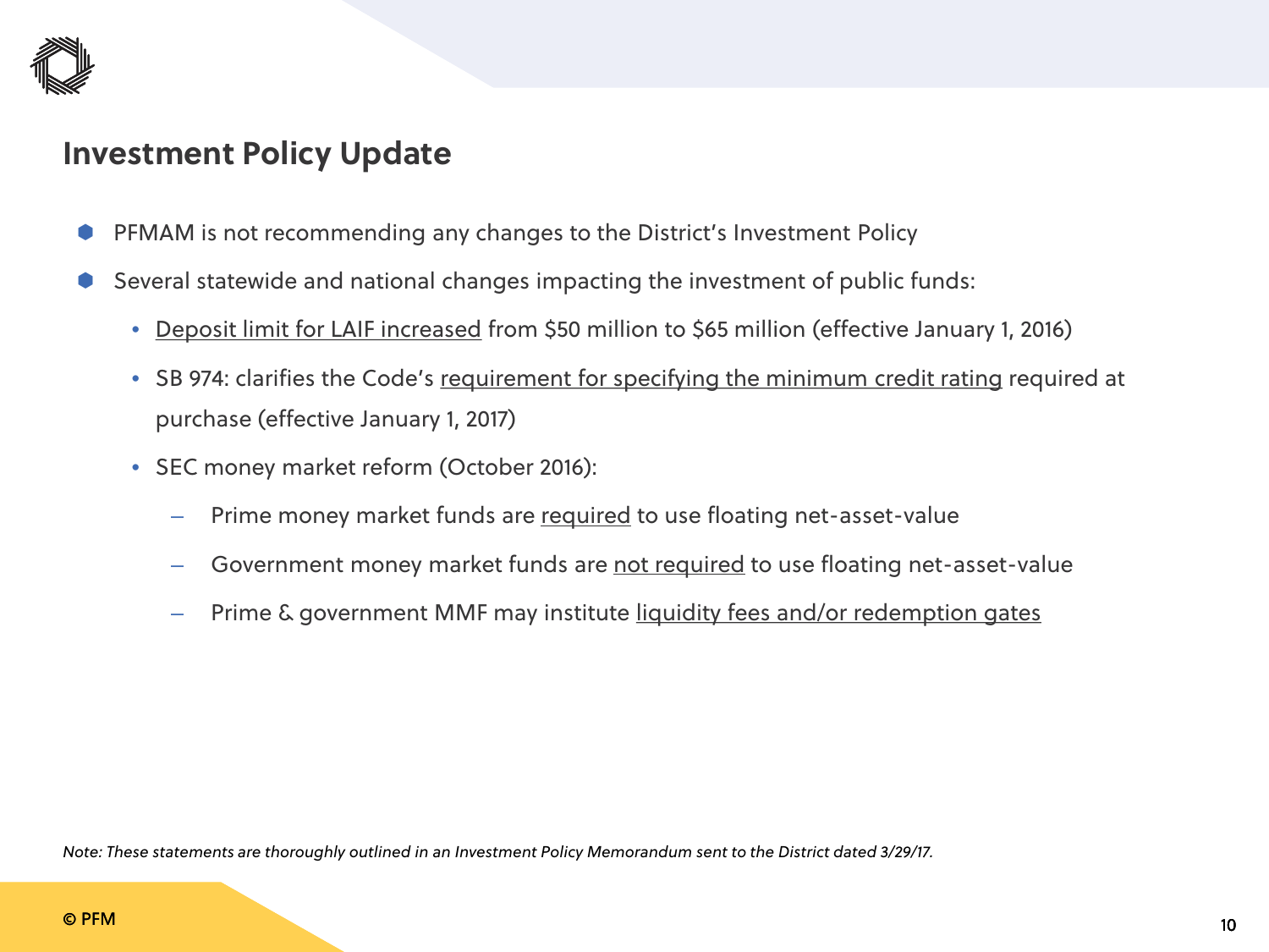## Investment Policy Update

- PFMAM is not recommending any changes to the District's Investment Policy
- Several statewide and national changes impacting the investment of public funds:
  - <u>Deposit limit for LAIF increased</u> from $50 million to $65 million (effective January 1, 2016)
  - SB 974: clarifies the Code's <u>requirement for specifying the minimum credit rating</u> required at purchase (effective January 1, 2017)
  - SEC money market reform (October 2016):
    - Prime money market funds are <u>required</u> to use floating net-asset-value
    - Government money market funds are <u>not required</u> to use floating net-asset-value
    - Prime & government MMF may institute <u>liquidity fees and/or redemption gates</u>

*Note: These statements are thoroughly outlined in an Investment Policy Memorandum sent to the District dated 3/29/17.*

© PFM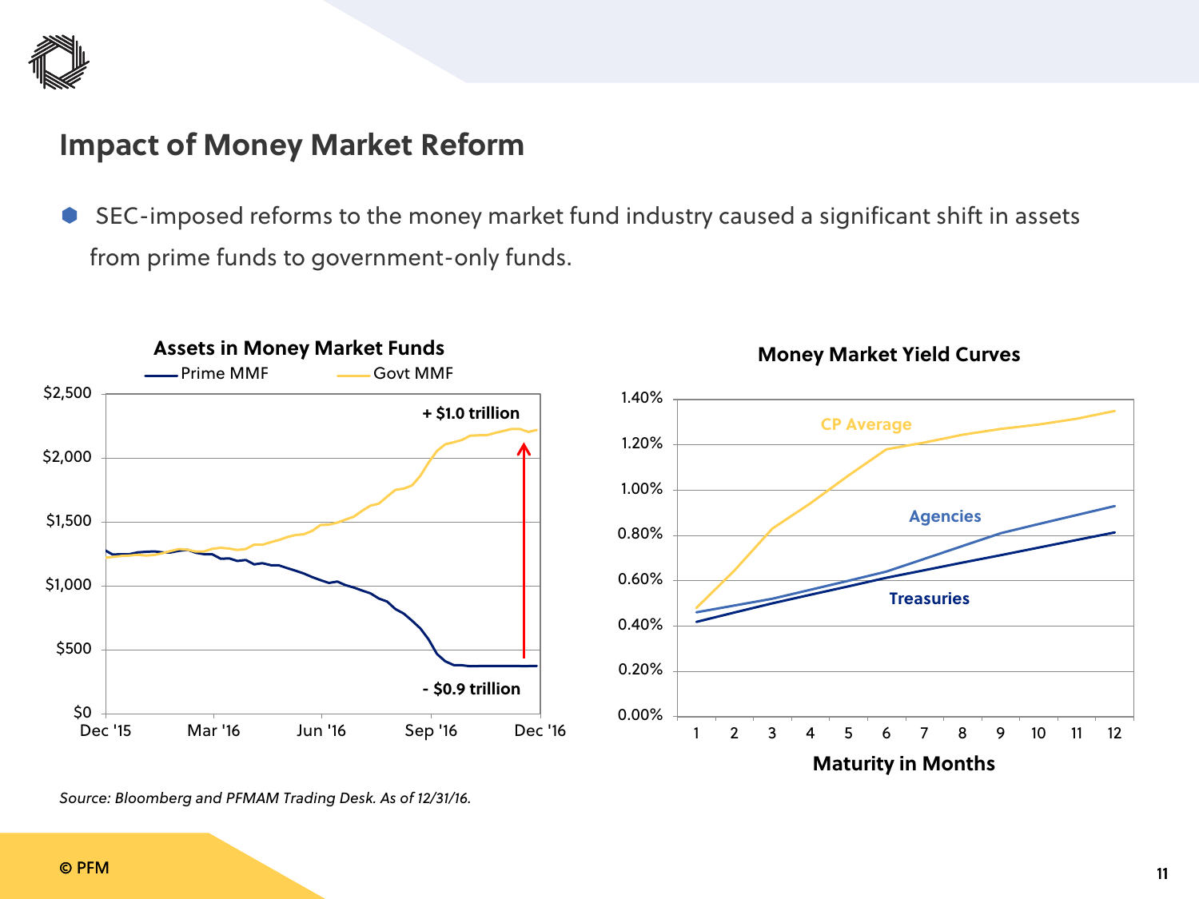# Impact of Money Market Reform

- SEC-imposed reforms to the money market fund industry caused a significant shift in assets from prime funds to government-only funds.

**Assets in Money Market Funds**

Prime MMF | Govt MMF

+ $1.0 trillion

- $0.9 trillion

**Money Market Yield Curves**

CP Average | Agencies | Treasuries

Maturity in Months

*Source: Bloomberg and PFMAM Trading Desk. As of 12/31/16.*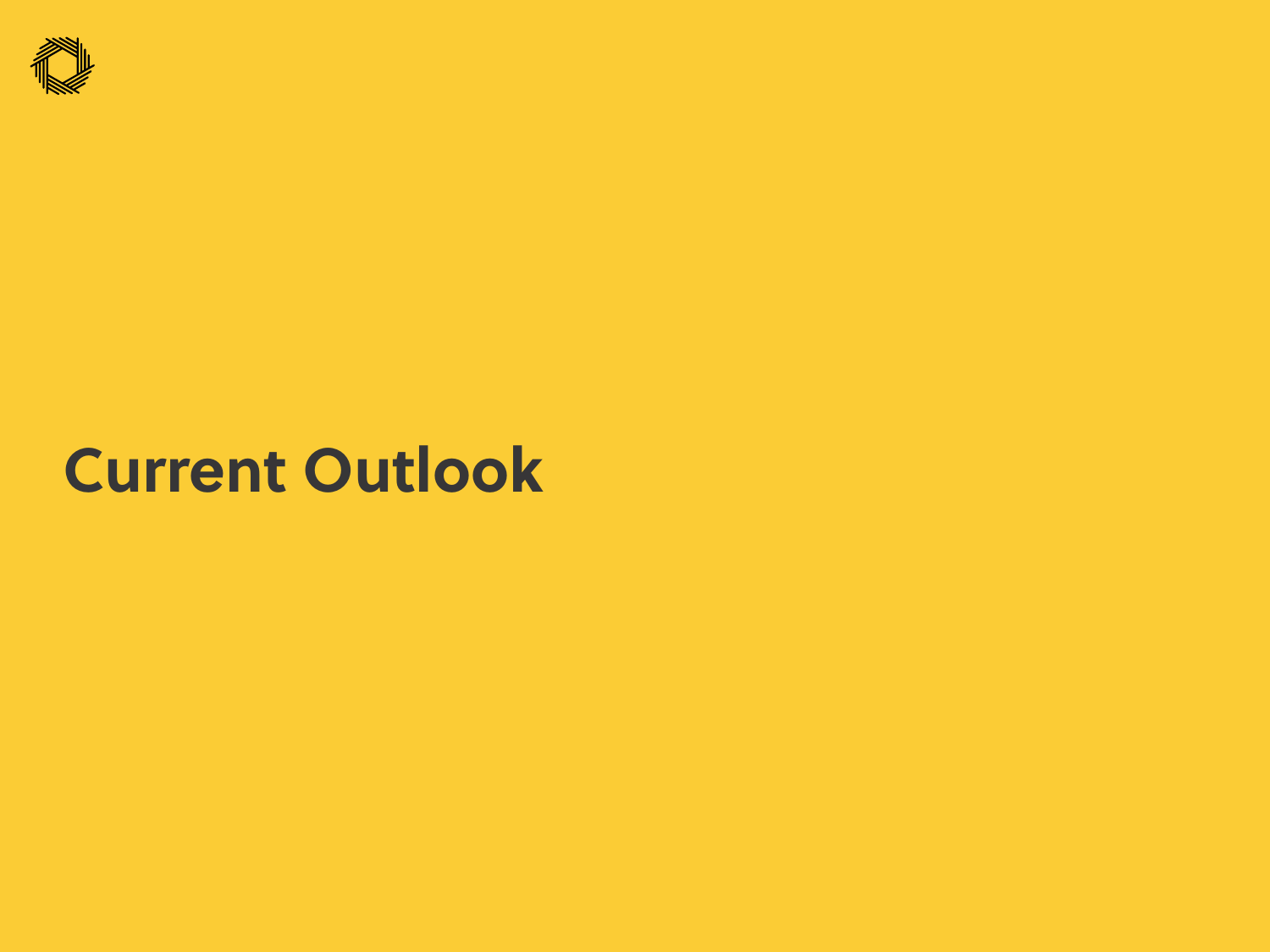# Current Outlook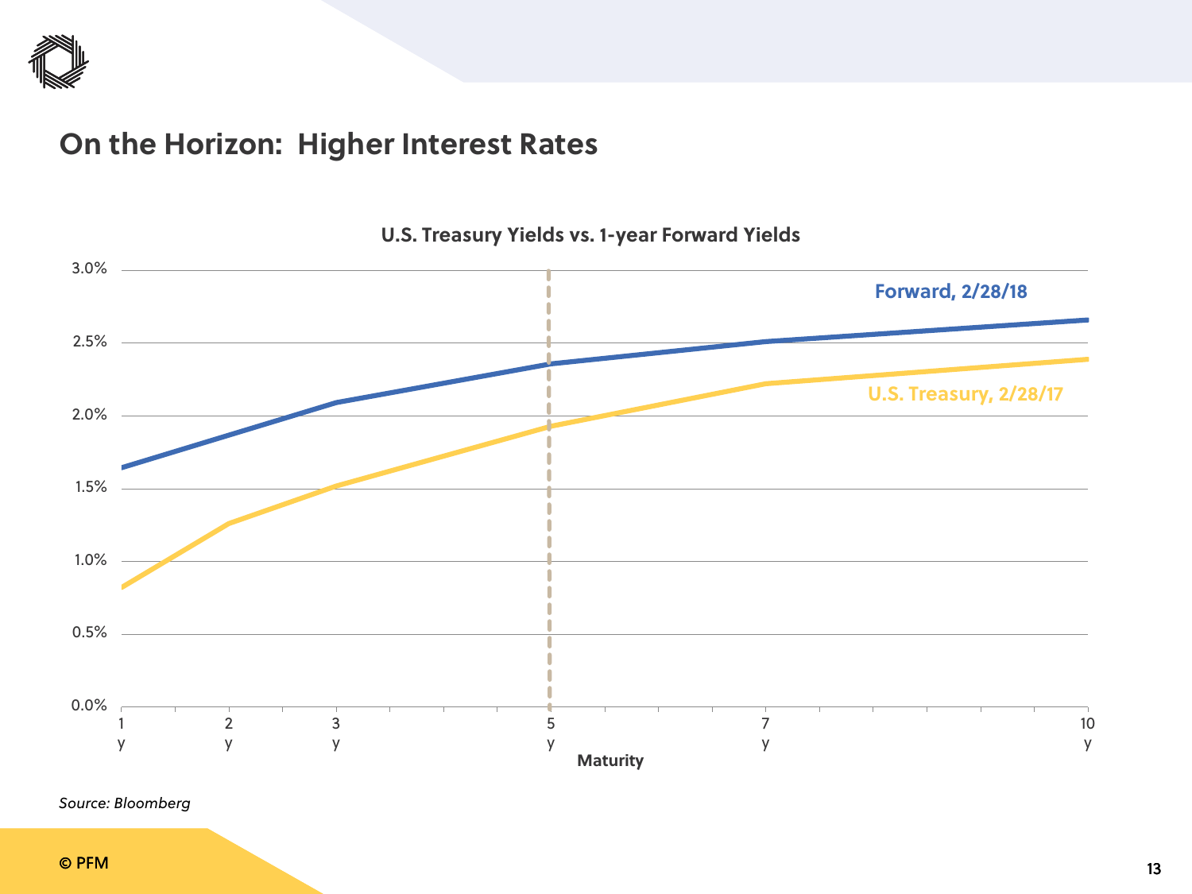# On the Horizon: Higher Interest Rates

**U.S. Treasury Yields vs. 1-year Forward Yields**

Forward, 2/28/18

U.S. Treasury, 2/28/17

3.0%
2.5%
2.0%
1.5%
1.0%
0.5%
0.0%

1 y | 2 y | 3 y | 5 y | 7 y | 10 y

Maturity

*Source: Bloomberg*

© PFM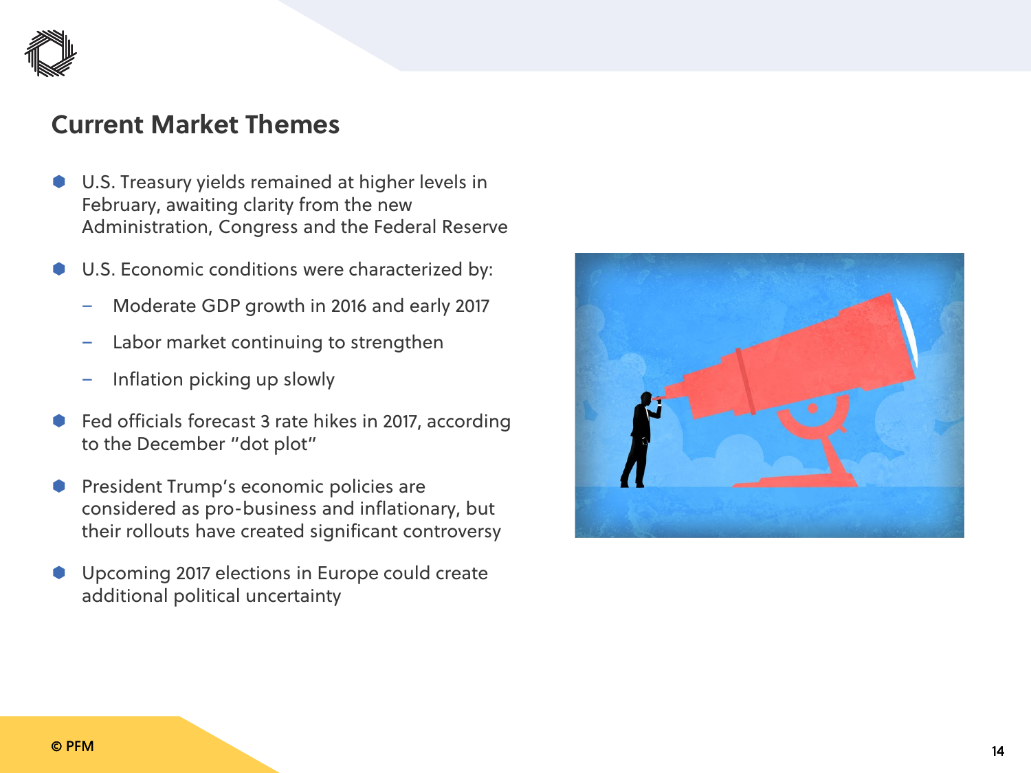## Current Market Themes

- U.S. Treasury yields remained at higher levels in February, awaiting clarity from the new Administration, Congress and the Federal Reserve
- U.S. Economic conditions were characterized by:
  - Moderate GDP growth in 2016 and early 2017
  - Labor market continuing to strengthen
  - Inflation picking up slowly
- Fed officials forecast 3 rate hikes in 2017, according to the December "dot plot"
- President Trump's economic policies are considered as pro-business and inflationary, but their rollouts have created significant controversy
- Upcoming 2017 elections in Europe could create additional political uncertainty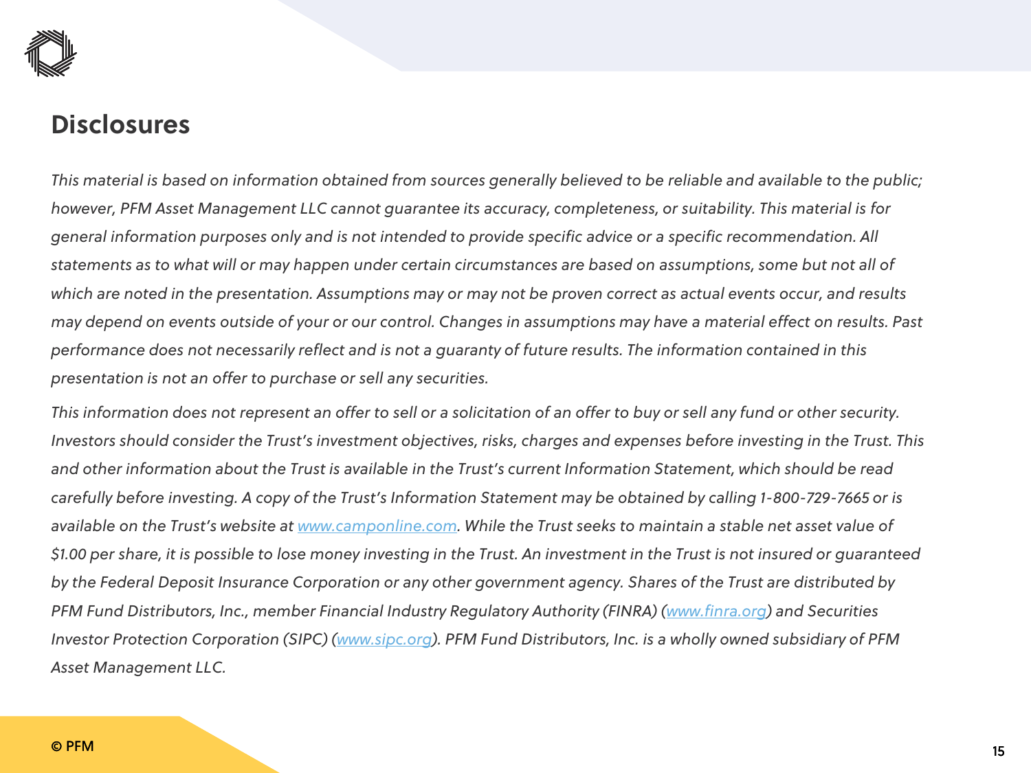## Disclosures

*This material is based on information obtained from sources generally believed to be reliable and available to the public; however, PFM Asset Management LLC cannot guarantee its accuracy, completeness, or suitability. This material is for general information purposes only and is not intended to provide specific advice or a specific recommendation. All statements as to what will or may happen under certain circumstances are based on assumptions, some but not all of which are noted in the presentation. Assumptions may or may not be proven correct as actual events occur, and results may depend on events outside of your or our control. Changes in assumptions may have a material effect on results. Past performance does not necessarily reflect and is not a guaranty of future results. The information contained in this presentation is not an offer to purchase or sell any securities.*

*This information does not represent an offer to sell or a solicitation of an offer to buy or sell any fund or other security. Investors should consider the Trust's investment objectives, risks, charges and expenses before investing in the Trust. This and other information about the Trust is available in the Trust's current Information Statement, which should be read carefully before investing. A copy of the Trust's Information Statement may be obtained by calling 1-800-729-7665 or is available on the Trust's website at [www.camponline.com](http://www.camponline.com). While the Trust seeks to maintain a stable net asset value of $1.00 per share, it is possible to lose money investing in the Trust. An investment in the Trust is not insured or guaranteed by the Federal Deposit Insurance Corporation or any other government agency. Shares of the Trust are distributed by PFM Fund Distributors, Inc., member Financial Industry Regulatory Authority (FINRA) ([www.finra.org](http://www.finra.org)) and Securities Investor Protection Corporation (SIPC) ([www.sipc.org](http://www.sipc.org)). PFM Fund Distributors, Inc. is a wholly owned subsidiary of PFM Asset Management LLC.*

© PFM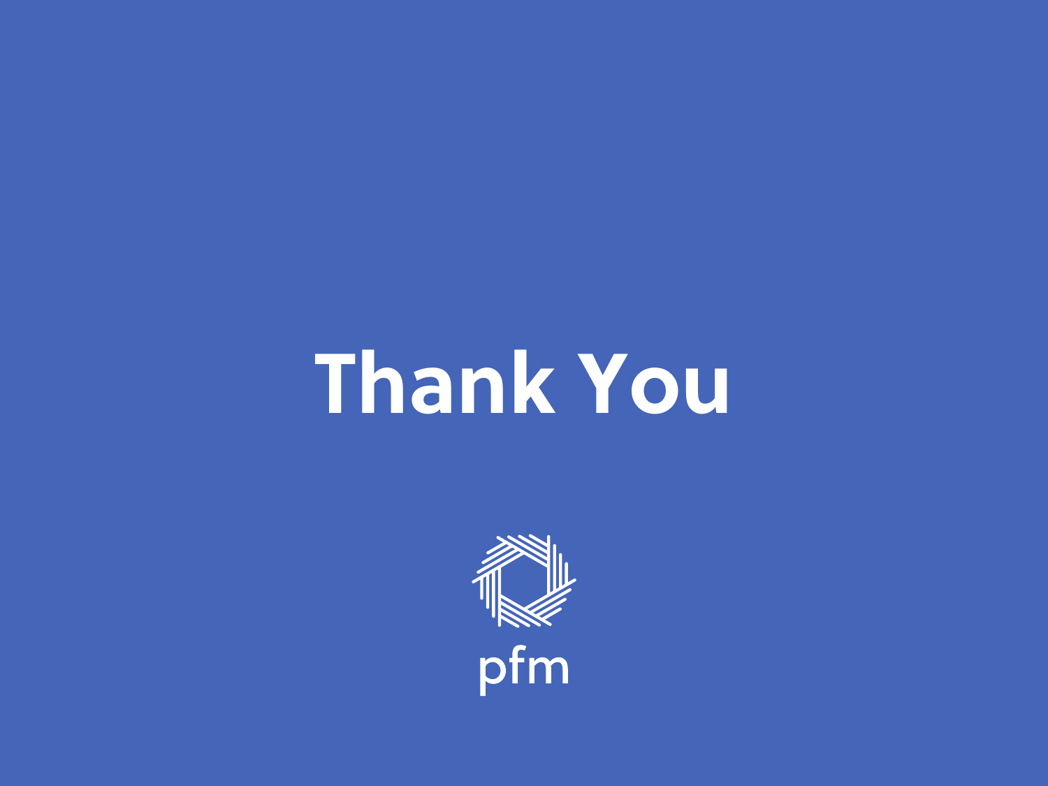# Thank You

pfm